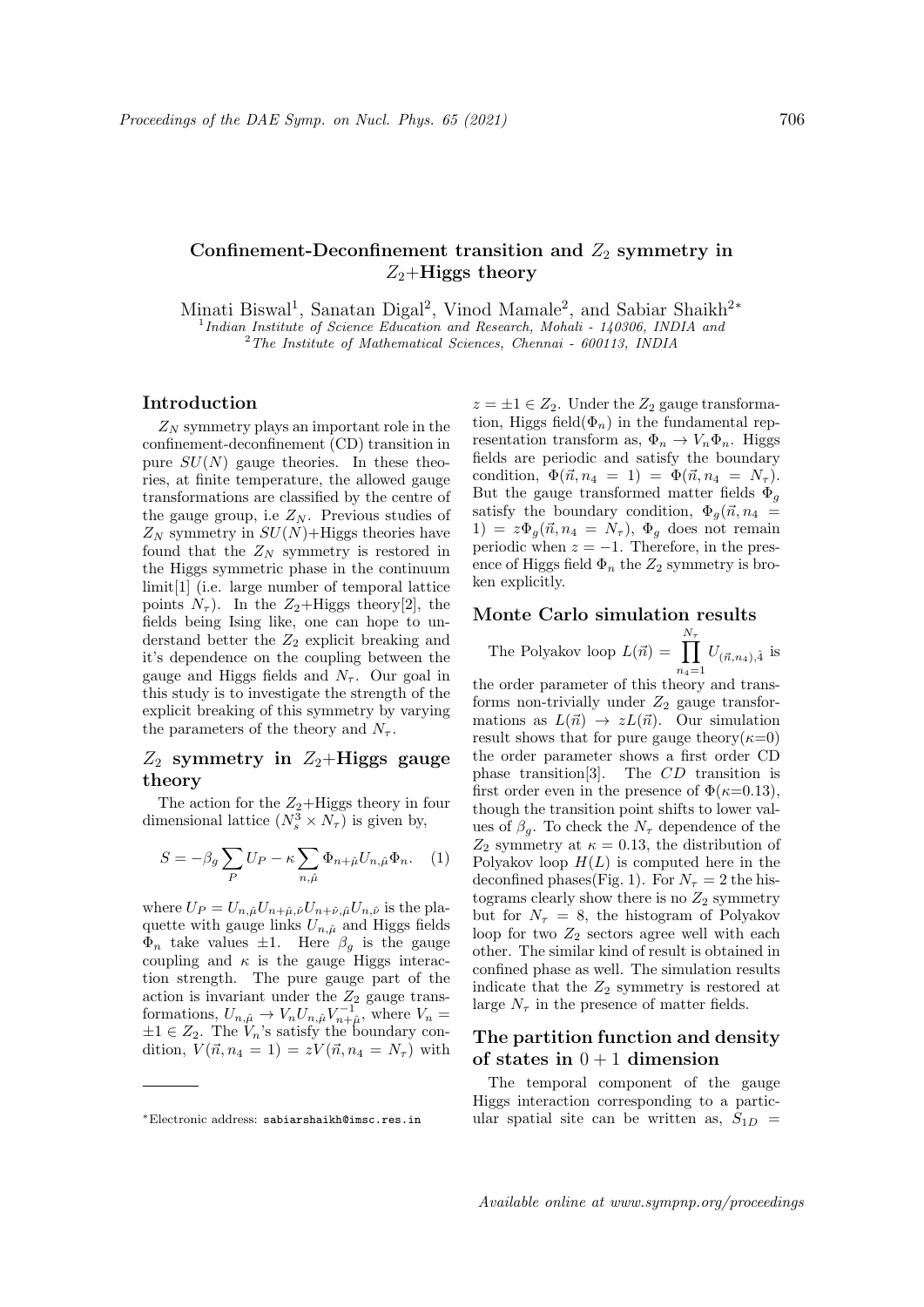# Confinement-Deconfinement transition and $Z_2$ symmetry in $Z_2$+Higgs theory

Minati Biswal[1], Sanatan Digal[2], Vinod Mamale[2], and Sabiar Shaikh[2*]

[1] *Indian Institute of Science Education and Research, Mohali - 140306, INDIA and*
[2] *The Institute of Mathematical Sciences, Chennai - 600113, INDIA*

## Introduction

$Z_N$ symmetry plays an important role in the confinement-deconfinement (CD) transition in pure $SU(N)$ gauge theories. In these theories, at finite temperature, the allowed gauge transformations are classified by the centre of the gauge group, i.e $Z_N$. Previous studies of $Z_N$ symmetry in $SU(N)$+Higgs theories have found that the $Z_N$ symmetry is restored in the Higgs symmetric phase in the continuum limit[1] (i.e. large number of temporal lattice points $N_\tau$). In the $Z_2$+Higgs theory[2], the fields being Ising like, one can hope to understand better the $Z_2$ explicit breaking and it's dependence on the coupling between the gauge and Higgs fields and $N_\tau$. Our goal in this study is to investigate the strength of the explicit breaking of this symmetry by varying the parameters of the theory and $N_\tau$.

## $Z_2$ symmetry in $Z_2$+Higgs gauge theory

The action for the $Z_2$+Higgs theory in four dimensional lattice ($N_s^3 \times N_\tau$) is given by,

$$S = -\beta_g \sum_P U_P - \kappa \sum_{n,\hat{\mu}} \Phi_{n+\hat{\mu}} U_{n,\hat{\mu}} \Phi_n. \quad (1)$$

where $U_P = U_{n,\hat{\mu}} U_{n+\hat{\mu},\hat{\nu}} U_{n+\hat{\nu},\hat{\mu}} U_{n,\hat{\nu}}$ is the plaquette with gauge links $U_{n,\hat{\mu}}$ and Higgs fields $\Phi_n$ take values $\pm 1$. Here $\beta_g$ is the gauge coupling and $\kappa$ is the gauge Higgs interaction strength. The pure gauge part of the action is invariant under the $Z_2$ gauge transformations, $U_{n,\hat{\mu}} \to V_n U_{n,\hat{\mu}} V^{-1}_{n+\hat{\mu}}$, where $V_n = \pm 1 \in Z_2$. The $V_n$'s satisfy the boundary condition, $V(\vec{n}, n_4 = 1) = zV(\vec{n}, n_4 = N_\tau)$ with $z = \pm 1 \in Z_2$. Under the $Z_2$ gauge transformation, Higgs field($\Phi_n$) in the fundamental representation transform as, $\Phi_n \to V_n \Phi_n$. Higgs fields are periodic and satisfy the boundary condition, $\Phi(\vec{n}, n_4 = 1) = \Phi(\vec{n}, n_4 = N_\tau)$. But the gauge transformed matter fields $\Phi_g$ satisfy the boundary condition, $\Phi_g(\vec{n}, n_4 = 1) = z\Phi_g(\vec{n}, n_4 = N_\tau)$, $\Phi_g$ does not remain periodic when $z = -1$. Therefore, in the presence of Higgs field $\Phi_n$ the $Z_2$ symmetry is broken explicitly.

## Monte Carlo simulation results

The Polyakov loop $L(\vec{n}) = \prod_{n_4=1}^{N_\tau} U_{(\vec{n},n_4),\hat{4}}$ is the order parameter of this theory and transforms non-trivially under $Z_2$ gauge transformations as $L(\vec{n}) \to zL(\vec{n})$. Our simulation result shows that for pure gauge theory($\kappa$=0) the order parameter shows a first order CD phase transition[3]. The $CD$ transition is first order even in the presence of $\Phi$($\kappa$=0.13), though the transition point shifts to lower values of $\beta_g$. To check the $N_\tau$ dependence of the $Z_2$ symmetry at $\kappa = 0.13$, the distribution of Polyakov loop $H(L)$ is computed here in the deconfined phases(Fig. 1). For $N_\tau = 2$ the histograms clearly show there is no $Z_2$ symmetry but for $N_\tau = 8$, the histogram of Polyakov loop for two $Z_2$ sectors agree well with each other. The similar kind of result is obtained in confined phase as well. The simulation results indicate that the $Z_2$ symmetry is restored at large $N_\tau$ in the presence of matter fields.

## The partition function and density of states in $0 + 1$ dimension

The temporal component of the gauge Higgs interaction corresponding to a particular spatial site can be written as, $S_{1D} =$

*Electronic address: sabiarshaikh@imsc.res.in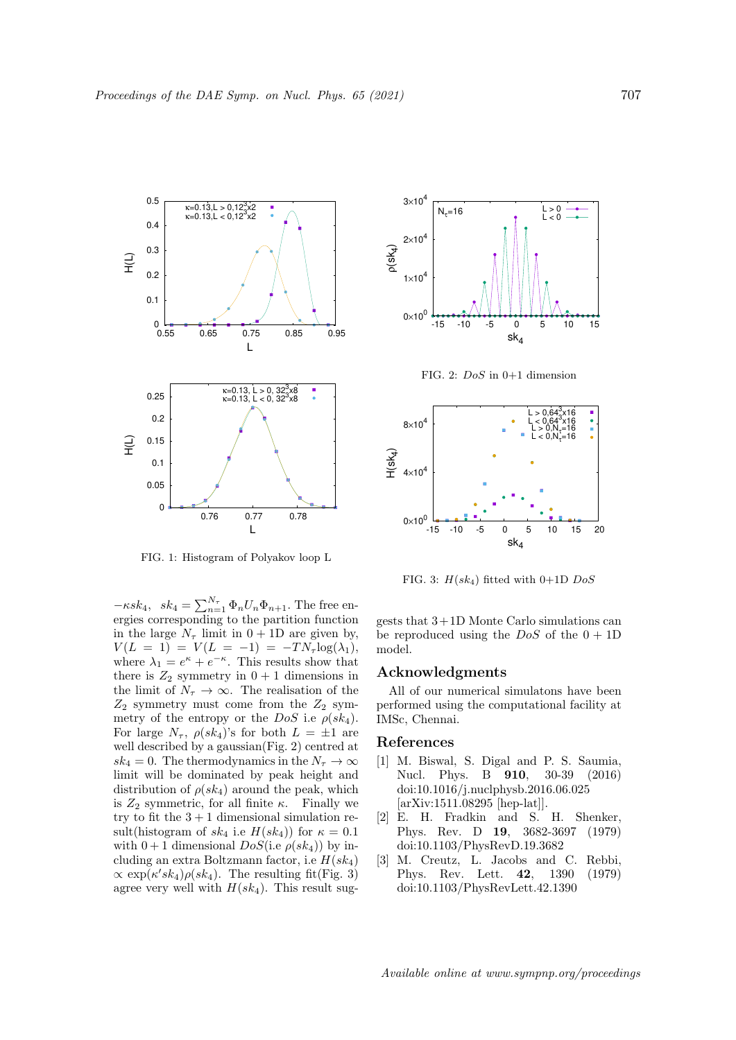H(L)

0.5
0.4
0.3
0.2
0.1
0

0.55 0.65 0.75 0.85 0.95

L

κ=0.13,L > 0,12³x2
κ=0.13,L < 0,12³x2

H(L)

0.25
0.2
0.15
0.1
0.05
0

0.76 0.77 0.78

L

κ=0.13, L > 0, 32³x8
κ=0.13, L < 0, 32³x8

FIG. 1: Histogram of Polyakov loop L

ρ(sk₄)

3x10⁴
2x10⁴
1x10⁴
0x10⁰

-15 -10 -5 0 5 10 15

sk₄

N_τ=16

L > 0
L < 0

FIG. 2: *DoS* in 0+1 dimension

H(sk₄)

8x10⁴
4x10⁴
0x10⁰

-15 -10 -5 0 5 10 15 20

sk₄

L > 0,64³x16
L < 0,64³x16
L > 0,N_τ=16
L < 0,N_τ=16

FIG. 3: $H(sk_4)$ fitted with 0+1D *DoS*

$-\kappa sk_4$, $sk_4 = \sum_{n=1}^{N_\tau} \Phi_n U_n \Phi_{n+1}$. The free energies corresponding to the partition function in the large $N_\tau$ limit in $0+1$D are given by, $V(L=1) = V(L=-1) = -TN_\tau \log(\lambda_1)$, where $\lambda_1 = e^\kappa + e^{-\kappa}$. This results show that there is $Z_2$ symmetry in $0+1$ dimensions in the limit of $N_\tau \to \infty$. The realisation of the $Z_2$ symmetry must come from the $Z_2$ symmetry of the entropy or the *DoS* i.e $\rho(sk_4)$. For large $N_\tau$, $\rho(sk_4)$'s for both $L = \pm 1$ are well described by a gaussian(Fig. 2) centred at $sk_4 = 0$. The thermodynamics in the $N_\tau \to \infty$ limit will be dominated by peak height and distribution of $\rho(sk_4)$ around the peak, which is $Z_2$ symmetric, for all finite $\kappa$. Finally we try to fit the $3+1$ dimensional simulation result(histogram of $sk_4$ i.e $H(sk_4)$) for $\kappa = 0.1$ with $0+1$ dimensional *DoS*(i.e $\rho(sk_4)$) by including an extra Boltzmann factor, i.e $H(sk_4) \propto \exp(\kappa' sk_4)\rho(sk_4)$. The resulting fit(Fig. 3) agree very well with $H(sk_4)$. This result suggests that $3+1$D Monte Carlo simulations can be reproduced using the *DoS* of the $0+1$D model.

## Acknowledgments

All of our numerical simulatons have been performed using the computational facility at IMSc, Chennai.

## References

[1] M. Biswal, S. Digal and P. S. Saumia, Nucl. Phys. B **910**, 30-39 (2016) doi:10.1016/j.nuclphysb.2016.06.025 [arXiv:1511.08295 [hep-lat]].

[2] E. H. Fradkin and S. H. Shenker, Phys. Rev. D **19**, 3682-3697 (1979) doi:10.1103/PhysRevD.19.3682

[3] M. Creutz, L. Jacobs and C. Rebbi, Phys. Rev. Lett. **42**, 1390 (1979) doi:10.1103/PhysRevLett.42.1390